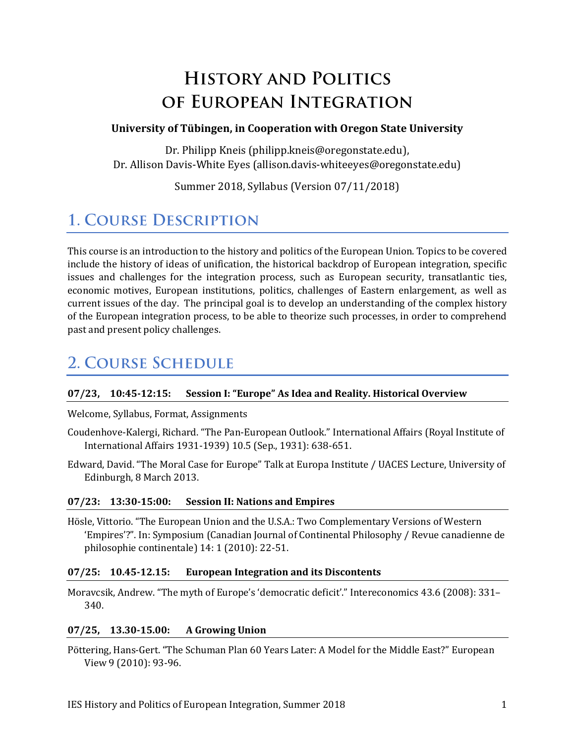# History and Politics of European Integration

**University of Tübingen, in Cooperation with Oregon State University**

Dr. Philipp Kneis (philipp.kneis@oregonstate.edu),
Dr. Allison Davis-White Eyes (allison.davis-whiteeyes@oregonstate.edu)

Summer 2018, Syllabus (Version 07/11/2018)

## 1. Course Description

This course is an introduction to the history and politics of the European Union. Topics to be covered include the history of ideas of unification, the historical backdrop of European integration, specific issues and challenges for the integration process, such as European security, transatlantic ties, economic motives, European institutions, politics, challenges of Eastern enlargement, as well as current issues of the day. The principal goal is to develop an understanding of the complex history of the European integration process, to be able to theorize such processes, in order to comprehend past and present policy challenges.

## 2. Course Schedule

### 07/23, 10:45-12:15: Session I: "Europe" As Idea and Reality. Historical Overview

Welcome, Syllabus, Format, Assignments

Coudenhove-Kalergi, Richard. "The Pan-European Outlook." International Affairs (Royal Institute of International Affairs 1931-1939) 10.5 (Sep., 1931): 638-651.

Edward, David. "The Moral Case for Europe" Talk at Europa Institute / UACES Lecture, University of Edinburgh, 8 March 2013.

### 07/23: 13:30-15:00: Session II: Nations and Empires

Hösle, Vittorio. "The European Union and the U.S.A.: Two Complementary Versions of Western 'Empires'?". In: Symposium (Canadian Journal of Continental Philosophy / Revue canadienne de philosophie continentale) 14: 1 (2010): 22-51.

### 07/25: 10.45-12.15: European Integration and its Discontents

Moravcsik, Andrew. "The myth of Europe's 'democratic deficit'." Intereconomics 43.6 (2008): 331–340.

### 07/25, 13.30-15.00: A Growing Union

Pöttering, Hans-Gert. "The Schuman Plan 60 Years Later: A Model for the Middle East?" European View 9 (2010): 93-96.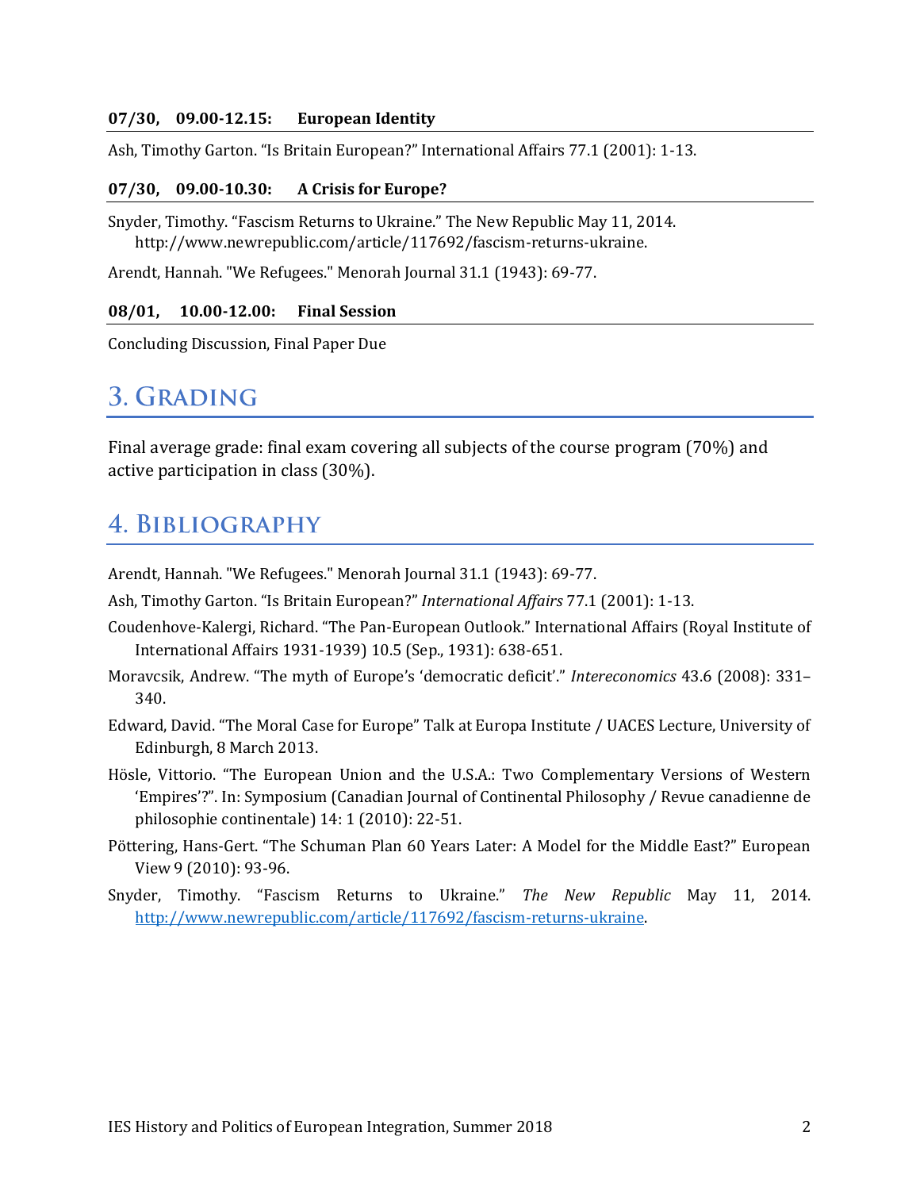**07/30, 09.00-12.15: European Identity**

Ash, Timothy Garton. “Is Britain European?” International Affairs 77.1 (2001): 1-13.

**07/30, 09.00-10.30: A Crisis for Europe?**

Snyder, Timothy. “Fascism Returns to Ukraine.” The New Republic May 11, 2014. http://www.newrepublic.com/article/117692/fascism-returns-ukraine.

Arendt, Hannah. "We Refugees." Menorah Journal 31.1 (1943): 69-77.

**08/01, 10.00-12.00: Final Session**

Concluding Discussion, Final Paper Due

## 3. Grading

Final average grade: final exam covering all subjects of the course program (70%) and active participation in class (30%).

## 4. Bibliography

Arendt, Hannah. "We Refugees." Menorah Journal 31.1 (1943): 69-77.

Ash, Timothy Garton. “Is Britain European?” *International Affairs* 77.1 (2001): 1-13.

Coudenhove-Kalergi, Richard. “The Pan-European Outlook.” International Affairs (Royal Institute of International Affairs 1931-1939) 10.5 (Sep., 1931): 638-651.

Moravcsik, Andrew. “The myth of Europe’s ‘democratic deficit’.” *Intereconomics* 43.6 (2008): 331–340.

Edward, David. “The Moral Case for Europe” Talk at Europa Institute / UACES Lecture, University of Edinburgh, 8 March 2013.

Hösle, Vittorio. “The European Union and the U.S.A.: Two Complementary Versions of Western ‘Empires’?”. In: Symposium (Canadian Journal of Continental Philosophy / Revue canadienne de philosophie continentale) 14: 1 (2010): 22-51.

Pöttering, Hans-Gert. “The Schuman Plan 60 Years Later: A Model for the Middle East?” European View 9 (2010): 93-96.

Snyder, Timothy. “Fascism Returns to Ukraine.” *The New Republic* May 11, 2014. http://www.newrepublic.com/article/117692/fascism-returns-ukraine.